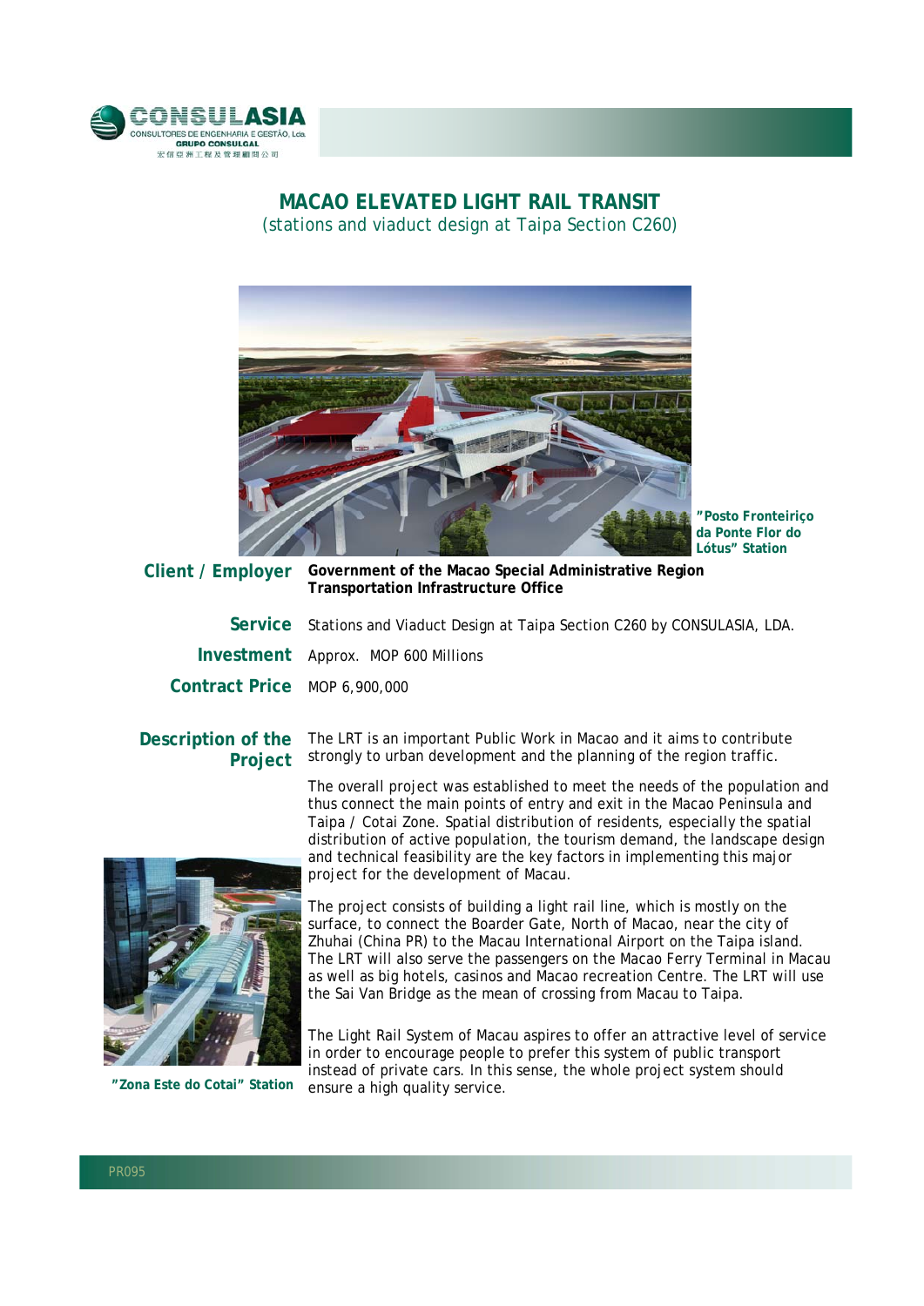# MACAO ELEVATED LIGHT RAIL TRANSIT

(stations and viaduct design at Taipa Section C260)

**"Posto Fronteiriço da Ponte Flor do Lótus" Station**

**Client / Employer** **Government of the Macao Special Administrative Region Transportation Infrastructure Office**

**Service** Stations and Viaduct Design at Taipa Section C260 by CONSULASIA, LDA.

**Investment** Approx. MOP 600 Millions

**Contract Price** MOP 6,900,000

**Description of the Project**

The LRT is an important Public Work in Macao and it aims to contribute strongly to urban development and the planning of the region traffic.

The overall project was established to meet the needs of the population and thus connect the main points of entry and exit in the Macao Peninsula and Taipa / Cotai Zone. Spatial distribution of residents, especially the spatial distribution of active population, the tourism demand, the landscape design and technical feasibility are the key factors in implementing this major project for the development of Macau.

The project consists of building a light rail line, which is mostly on the surface, to connect the Boarder Gate, North of Macao, near the city of Zhuhai (China PR) to the Macau International Airport on the Taipa island. The LRT will also serve the passengers on the Macao Ferry Terminal in Macau as well as big hotels, casinos and Macao recreation Centre. The LRT will use the Sai Van Bridge as the mean of crossing from Macau to Taipa.

The Light Rail System of Macau aspires to offer an attractive level of service in order to encourage people to prefer this system of public transport instead of private cars. In this sense, the whole project system should ensure a high quality service.

**"Zona Este do Cotai" Station**

PR095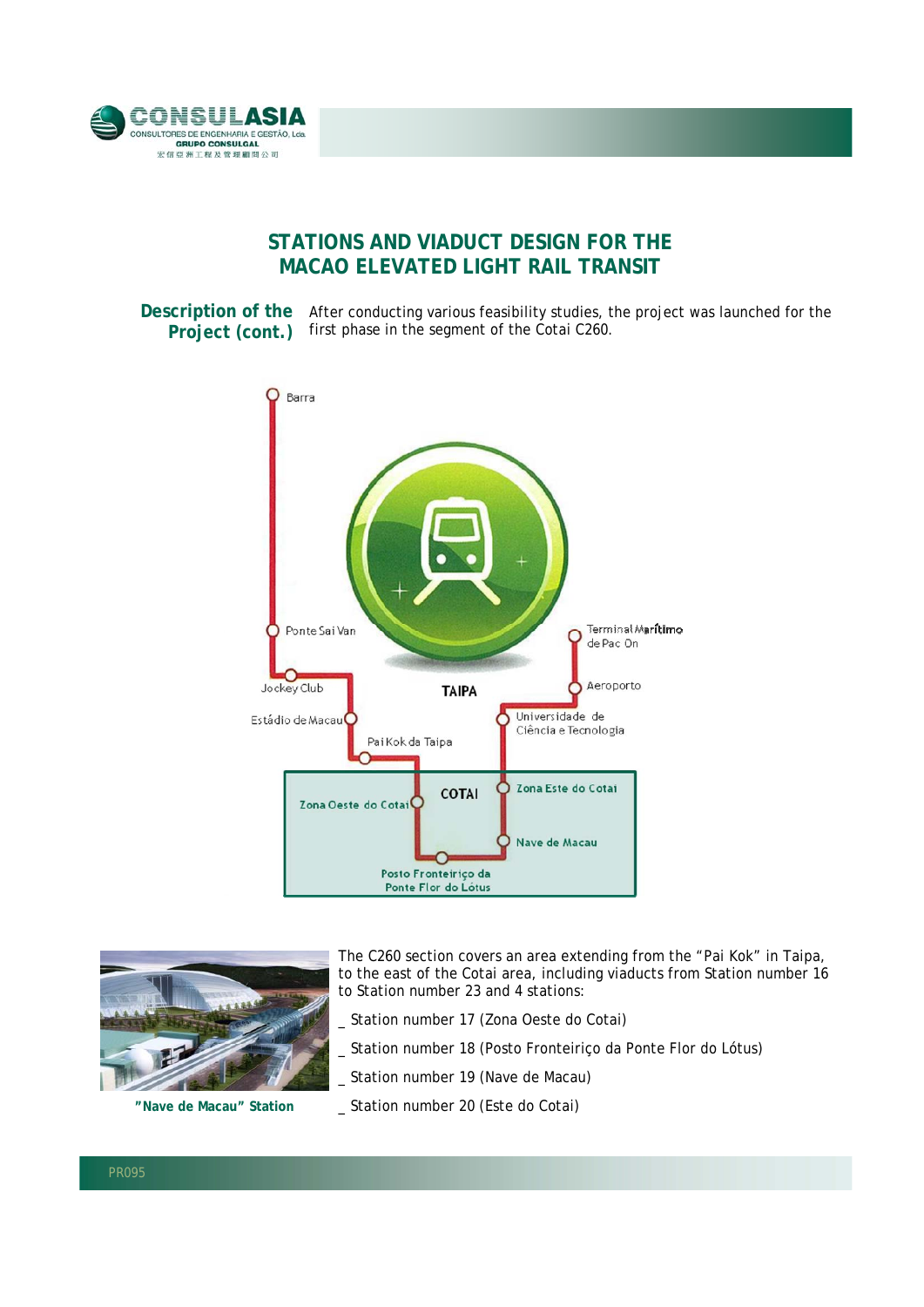## STATIONS AND VIADUCT DESIGN FOR THE MACAO ELEVATED LIGHT RAIL TRANSIT

**Description of the Project (cont.)**

After conducting various feasibility studies, the project was launched for the first phase in the segment of the Cotai C260.

Barra

Ponte Sai Van

Jockey Club

Estádio de Macau

Pai Kok da Taipa

TAIPA

Terminal Marítimo de Pac On

Aeroporto

Universidade de Ciência e Tecnologia

COTAI

Zona Oeste do Cotai

Zona Este do Cotai

Nave de Macau

Posto Fronteiriço da Ponte Flor do Lótus

"Nave de Macau" Station

The C260 section covers an area extending from the "Pai Kok" in Taipa, to the east of the Cotai area, including viaducts from Station number 16 to Station number 23 and 4 stations:

_ Station number 17 (Zona Oeste do Cotai)

_ Station number 18 (Posto Fronteiriço da Ponte Flor do Lótus)

_ Station number 19 (Nave de Macau)

_ Station number 20 (Este do Cotai)